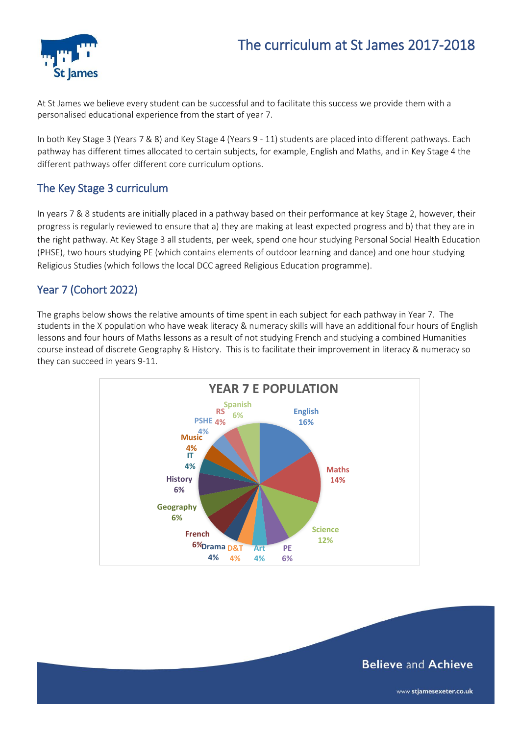# The curriculum at St James 2017-2018

At St James we believe every student can be successful and to facilitate this success we provide them with a personalised educational experience from the start of year 7.

In both Key Stage 3 (Years 7 & 8) and Key Stage 4 (Years 9 - 11) students are placed into different pathways. Each pathway has different times allocated to certain subjects, for example, English and Maths, and in Key Stage 4 the different pathways offer different core curriculum options.

## The Key Stage 3 curriculum

In years 7 & 8 students are initially placed in a pathway based on their performance at key Stage 2, however, their progress is regularly reviewed to ensure that a) they are making at least expected progress and b) that they are in the right pathway. At Key Stage 3 all students, per week, spend one hour studying Personal Social Health Education (PHSE), two hours studying PE (which contains elements of outdoor learning and dance) and one hour studying Religious Studies (which follows the local DCC agreed Religious Education programme).

## Year 7 (Cohort 2022)

The graphs below shows the relative amounts of time spent in each subject for each pathway in Year 7. The students in the X population who have weak literacy & numeracy skills will have an additional four hours of English lessons and four hours of Maths lessons as a result of not studying French and studying a combined Humanities course instead of discrete Geography & History. This is to facilitate their improvement in literacy & numeracy so they can succeed in years 9-11.

**YEAR 7 E POPULATION**

| Subject | % |
| --- | --- |
| English | 16% |
| Maths | 14% |
| Science | 12% |
| PE | 6% |
| Art | 4% |
| D&T | 4% |
| Drama | 4% |
| French | 6% |
| Geography | 6% |
| History | 6% |
| IT | 4% |
| Music | 4% |
| PSHE | 4% |
| RS | 4% |
| Spanish | 6% |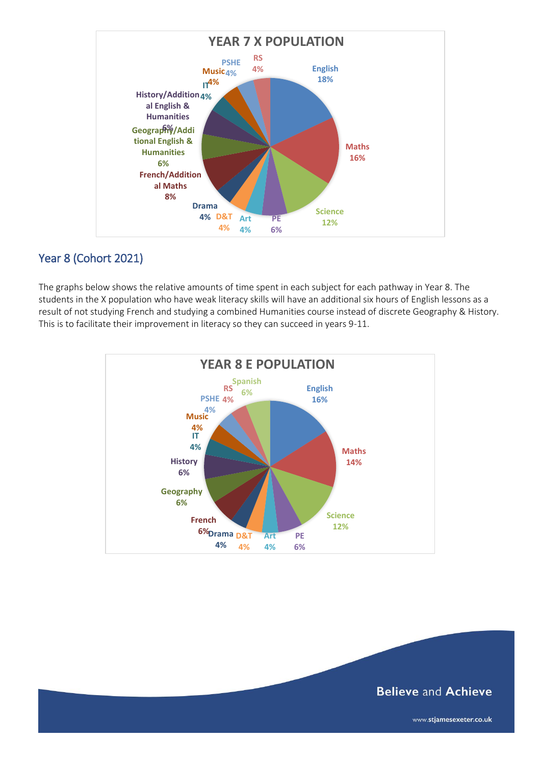**YEAR 7 X POPULATION**

| Subject | Percentage |
|---|---|
| English | 18% |
| Maths | 16% |
| Science | 12% |
| PE | 6% |
| Art | 4% |
| D&T | 4% |
| Drama | 4% |
| French/Additional Maths | 8% |
| Geography/Additional English & Humanities | 6% |
| History/Additional English & Humanities | 6% |
| IT | 4% |
| Music | 4% |
| PSHE | 4% |
| RS | 4% |

## Year 8 (Cohort 2021)

The graphs below shows the relative amounts of time spent in each subject for each pathway in Year 8. The students in the X population who have weak literacy skills will have an additional six hours of English lessons as a result of not studying French and studying a combined Humanities course instead of discrete Geography & History. This is to facilitate their improvement in literacy so they can succeed in years 9-11.

**YEAR 8 E POPULATION**

| Subject | Percentage |
|---|---|
| English | 16% |
| Maths | 14% |
| Science | 12% |
| PE | 6% |
| Art | 4% |
| D&T | 4% |
| Drama | 4% |
| French | 6% |
| Geography | 6% |
| History | 6% |
| IT | 4% |
| Music | 4% |
| PSHE | 4% |
| RS | 4% |
| Spanish | 6% |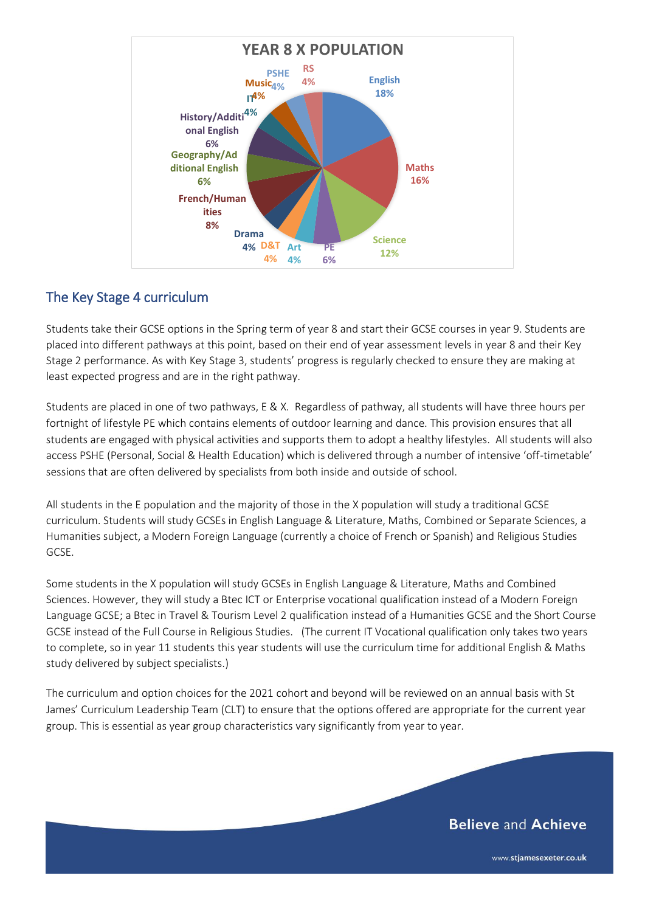**YEAR 8 X POPULATION**

| Subject | Percentage |
| --- | --- |
| English | 18% |
| Maths | 16% |
| Science | 12% |
| PE | 6% |
| Art | 4% |
| D&T | 4% |
| Drama | 4% |
| French/Humanities | 8% |
| Geography/Additional English | 6% |
| History/Additional English | 6% |
| IT | 4% |
| Music | 4% |
| PSHE | 4% |
| RS | 4% |

## The Key Stage 4 curriculum

Students take their GCSE options in the Spring term of year 8 and start their GCSE courses in year 9. Students are placed into different pathways at this point, based on their end of year assessment levels in year 8 and their Key Stage 2 performance. As with Key Stage 3, students' progress is regularly checked to ensure they are making at least expected progress and are in the right pathway.

Students are placed in one of two pathways, E & X. Regardless of pathway, all students will have three hours per fortnight of lifestyle PE which contains elements of outdoor learning and dance. This provision ensures that all students are engaged with physical activities and supports them to adopt a healthy lifestyles. All students will also access PSHE (Personal, Social & Health Education) which is delivered through a number of intensive 'off-timetable' sessions that are often delivered by specialists from both inside and outside of school.

All students in the E population and the majority of those in the X population will study a traditional GCSE curriculum. Students will study GCSEs in English Language & Literature, Maths, Combined or Separate Sciences, a Humanities subject, a Modern Foreign Language (currently a choice of French or Spanish) and Religious Studies GCSE.

Some students in the X population will study GCSEs in English Language & Literature, Maths and Combined Sciences. However, they will study a Btec ICT or Enterprise vocational qualification instead of a Modern Foreign Language GCSE; a Btec in Travel & Tourism Level 2 qualification instead of a Humanities GCSE and the Short Course GCSE instead of the Full Course in Religious Studies. (The current IT Vocational qualification only takes two years to complete, so in year 11 students this year students will use the curriculum time for additional English & Maths study delivered by subject specialists.)

The curriculum and option choices for the 2021 cohort and beyond will be reviewed on an annual basis with St James' Curriculum Leadership Team (CLT) to ensure that the options offered are appropriate for the current year group. This is essential as year group characteristics vary significantly from year to year.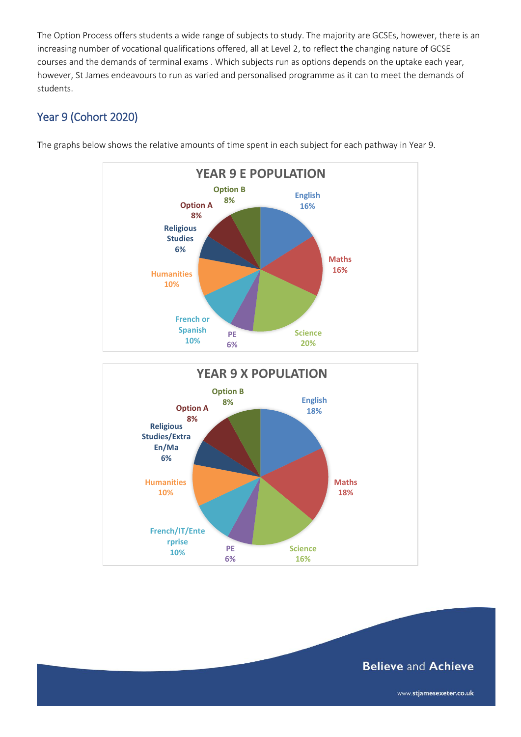The Option Process offers students a wide range of subjects to study. The majority are GCSEs, however, there is an increasing number of vocational qualifications offered, all at Level 2, to reflect the changing nature of GCSE courses and the demands of terminal exams . Which subjects run as options depends on the uptake each year, however, St James endeavours to run as varied and personalised programme as it can to meet the demands of students.

## Year 9 (Cohort 2020)

The graphs below shows the relative amounts of time spent in each subject for each pathway in Year 9.

**YEAR 9 E POPULATION**

| Subject | Percentage |
|---|---|
| English | 16% |
| Maths | 16% |
| Science | 20% |
| PE | 6% |
| French or Spanish | 10% |
| Humanities | 10% |
| Religious Studies | 6% |
| Option A | 8% |
| Option B | 8% |

**YEAR 9 X POPULATION**

| Subject | Percentage |
|---|---|
| English | 18% |
| Maths | 18% |
| Science | 16% |
| PE | 6% |
| French/IT/Enterprise | 10% |
| Humanities | 10% |
| Religious Studies/Extra En/Ma | 6% |
| Option A | 8% |
| Option B | 8% |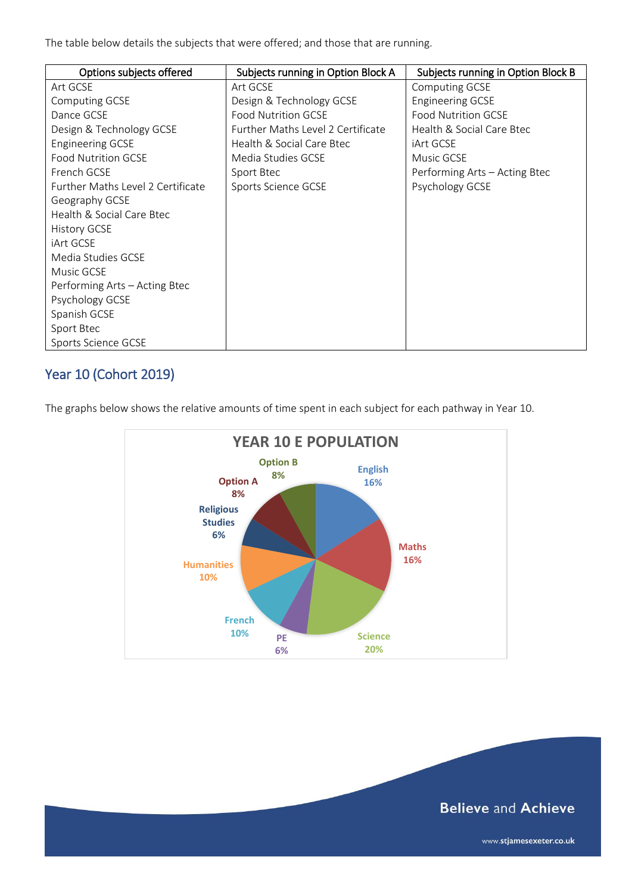The table below details the subjects that were offered; and those that are running.

| Options subjects offered | Subjects running in Option Block A | Subjects running in Option Block B |
|---|---|---|
| Art GCSE | Art GCSE | Computing GCSE |
| Computing GCSE | Design & Technology GCSE | Engineering GCSE |
| Dance GCSE | Food Nutrition GCSE | Food Nutrition GCSE |
| Design & Technology GCSE | Further Maths Level 2 Certificate | Health & Social Care Btec |
| Engineering GCSE | Health & Social Care Btec | iArt GCSE |
| Food Nutrition GCSE | Media Studies GCSE | Music GCSE |
| French GCSE | Sport Btec | Performing Arts – Acting Btec |
| Further Maths Level 2 Certificate | Sports Science GCSE | Psychology GCSE |
| Geography GCSE | | |
| Health & Social Care Btec | | |
| History GCSE | | |
| iArt GCSE | | |
| Media Studies GCSE | | |
| Music GCSE | | |
| Performing Arts – Acting Btec | | |
| Psychology GCSE | | |
| Spanish GCSE | | |
| Sport Btec | | |
| Sports Science GCSE | | |

## Year 10 (Cohort 2019)

The graphs below shows the relative amounts of time spent in each subject for each pathway in Year 10.

**YEAR 10 E POPULATION**

| Subject | Percentage |
|---|---|
| English | 16% |
| Maths | 16% |
| Science | 20% |
| PE | 6% |
| French | 10% |
| Humanities | 10% |
| Religious Studies | 6% |
| Option A | 8% |
| Option B | 8% |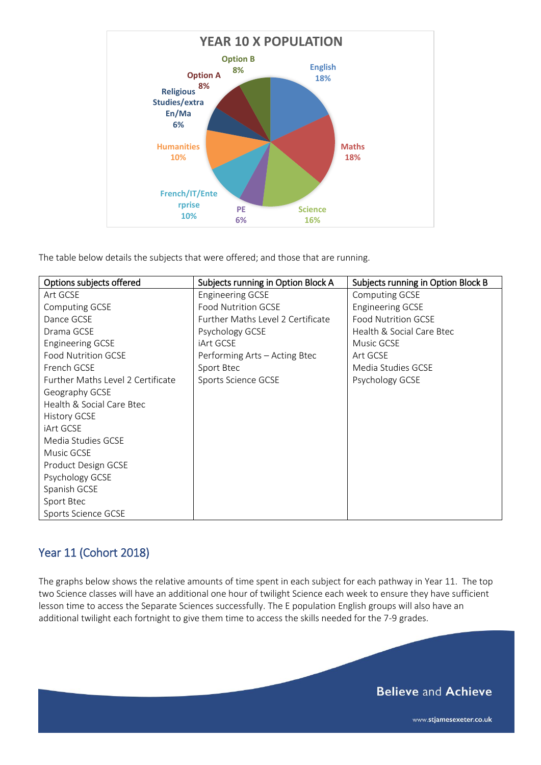**YEAR 10 X POPULATION**

- English 18%
- Maths 18%
- Science 16%
- PE 6%
- French/IT/Enterprise 10%
- Humanities 10%
- Religious Studies/extra En/Ma 6%
- Option A 8%
- Option B 8%

The table below details the subjects that were offered; and those that are running.

| Options subjects offered | Subjects running in Option Block A | Subjects running in Option Block B |
|---|---|---|
| Art GCSE | Engineering GCSE | Computing GCSE |
| Computing GCSE | Food Nutrition GCSE | Engineering GCSE |
| Dance GCSE | Further Maths Level 2 Certificate | Food Nutrition GCSE |
| Drama GCSE | Psychology GCSE | Health & Social Care Btec |
| Engineering GCSE | iArt GCSE | Music GCSE |
| Food Nutrition GCSE | Performing Arts – Acting Btec | Art GCSE |
| French GCSE | Sport Btec | Media Studies GCSE |
| Further Maths Level 2 Certificate | Sports Science GCSE | Psychology GCSE |
| Geography GCSE | | |
| Health & Social Care Btec | | |
| History GCSE | | |
| iArt GCSE | | |
| Media Studies GCSE | | |
| Music GCSE | | |
| Product Design GCSE | | |
| Psychology GCSE | | |
| Spanish GCSE | | |
| Sport Btec | | |
| Sports Science GCSE | | |

## Year 11 (Cohort 2018)

The graphs below shows the relative amounts of time spent in each subject for each pathway in Year 11. The top two Science classes will have an additional one hour of twilight Science each week to ensure they have sufficient lesson time to access the Separate Sciences successfully. The E population English groups will also have an additional twilight each fortnight to give them time to access the skills needed for the 7-9 grades.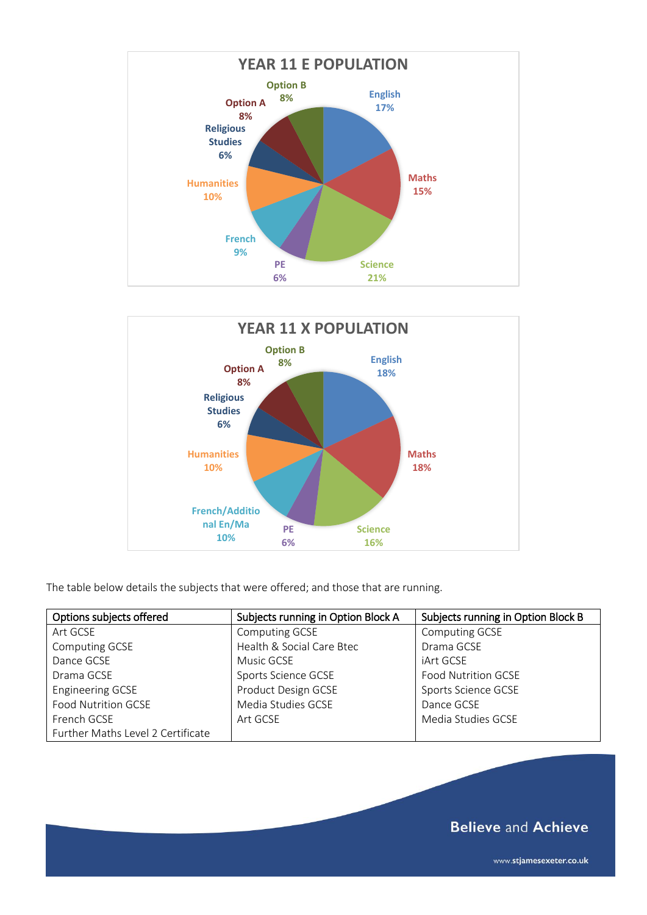## YEAR 11 E POPULATION

- English 17%
- Maths 15%
- Science 21%
- PE 6%
- French 9%
- Humanities 10%
- Religious Studies 6%
- Option A 8%
- Option B 8%

## YEAR 11 X POPULATION

- English 18%
- Maths 18%
- Science 16%
- PE 6%
- French/Additional En/Ma 10%
- Humanities 10%
- Religious Studies 6%
- Option A 8%
- Option B 8%

The table below details the subjects that were offered; and those that are running.

| Options subjects offered | Subjects running in Option Block A | Subjects running in Option Block B |
|---|---|---|
| Art GCSE | Computing GCSE | Computing GCSE |
| Computing GCSE | Health & Social Care Btec | Drama GCSE |
| Dance GCSE | Music GCSE | iArt GCSE |
| Drama GCSE | Sports Science GCSE | Food Nutrition GCSE |
| Engineering GCSE | Product Design GCSE | Sports Science GCSE |
| Food Nutrition GCSE | Media Studies GCSE | Dance GCSE |
| French GCSE | Art GCSE | Media Studies GCSE |
| Further Maths Level 2 Certificate | | |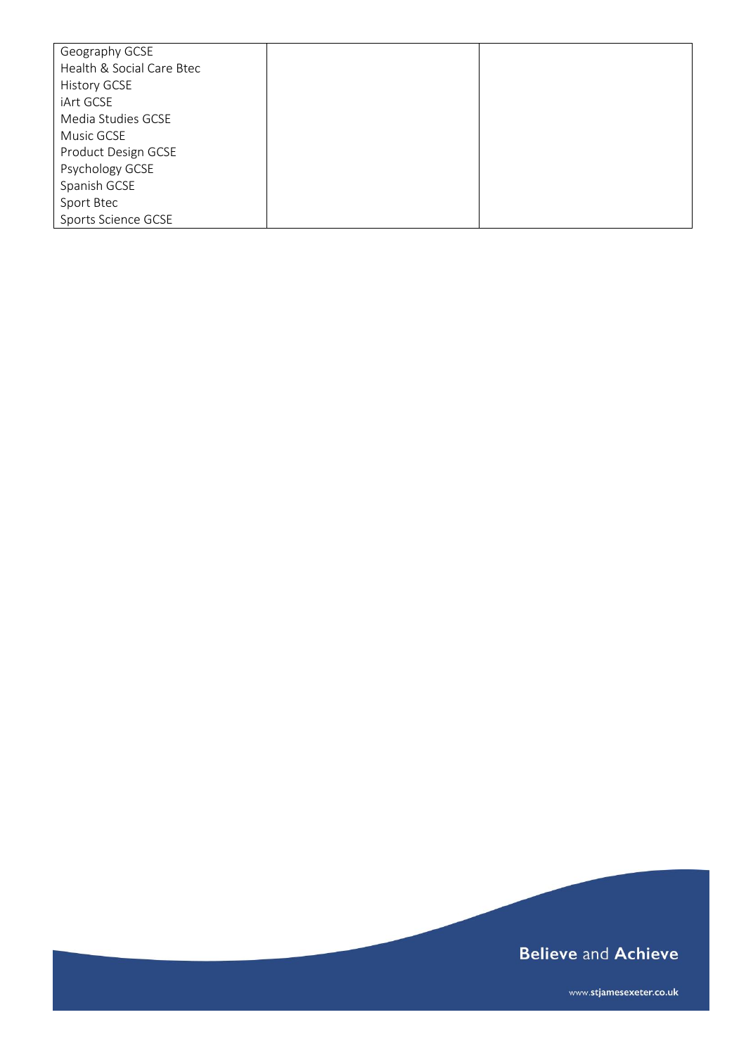| | | |
|---|---|---|
| Geography GCSE<br>Health & Social Care Btec<br>History GCSE<br>iArt GCSE<br>Media Studies GCSE<br>Music GCSE<br>Product Design GCSE<br>Psychology GCSE<br>Spanish GCSE<br>Sport Btec<br>Sports Science GCSE | | |